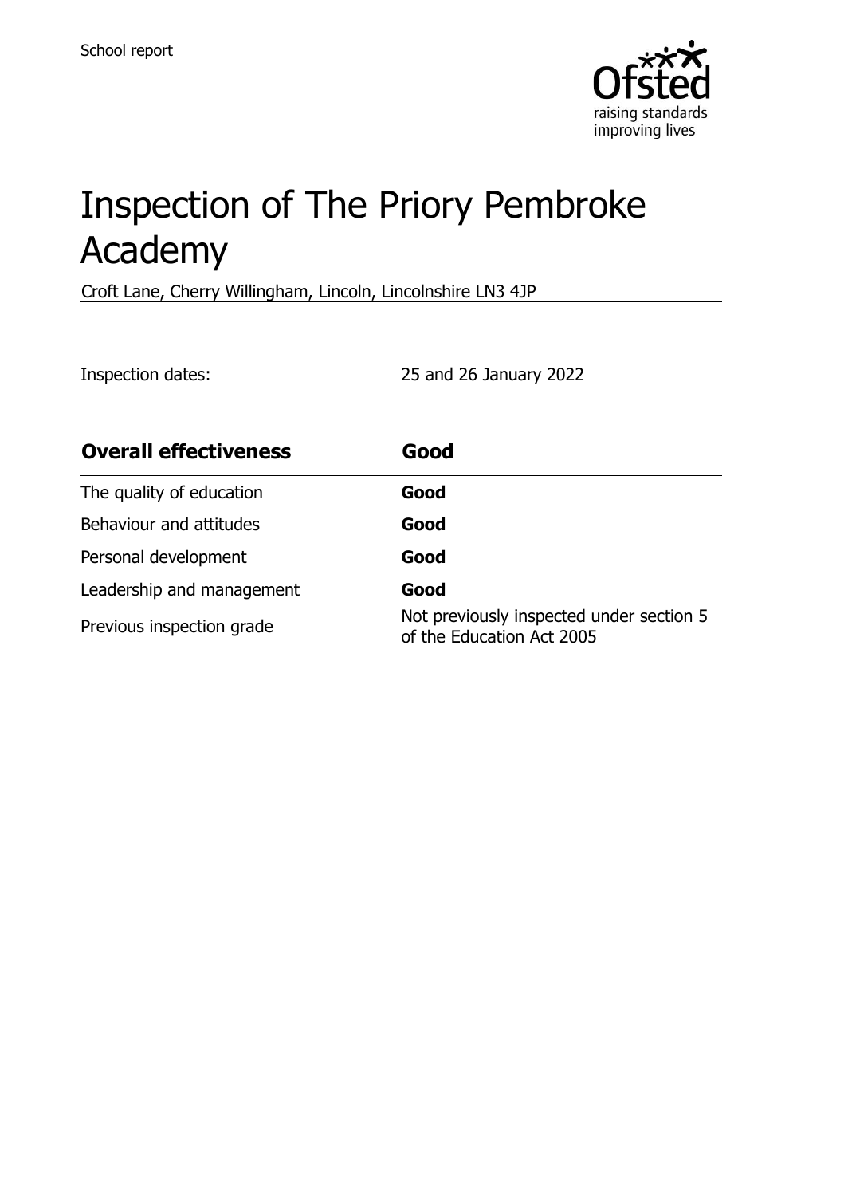School report

# Inspection of The Priory Pembroke Academy

Croft Lane, Cherry Willingham, Lincoln, Lincolnshire LN3 4JP

Inspection dates: 25 and 26 January 2022

| **Overall effectiveness** | **Good** |
| --- | --- |
| The quality of education | **Good** |
| Behaviour and attitudes | **Good** |
| Personal development | **Good** |
| Leadership and management | **Good** |
| Previous inspection grade | Not previously inspected under section 5 of the Education Act 2005 |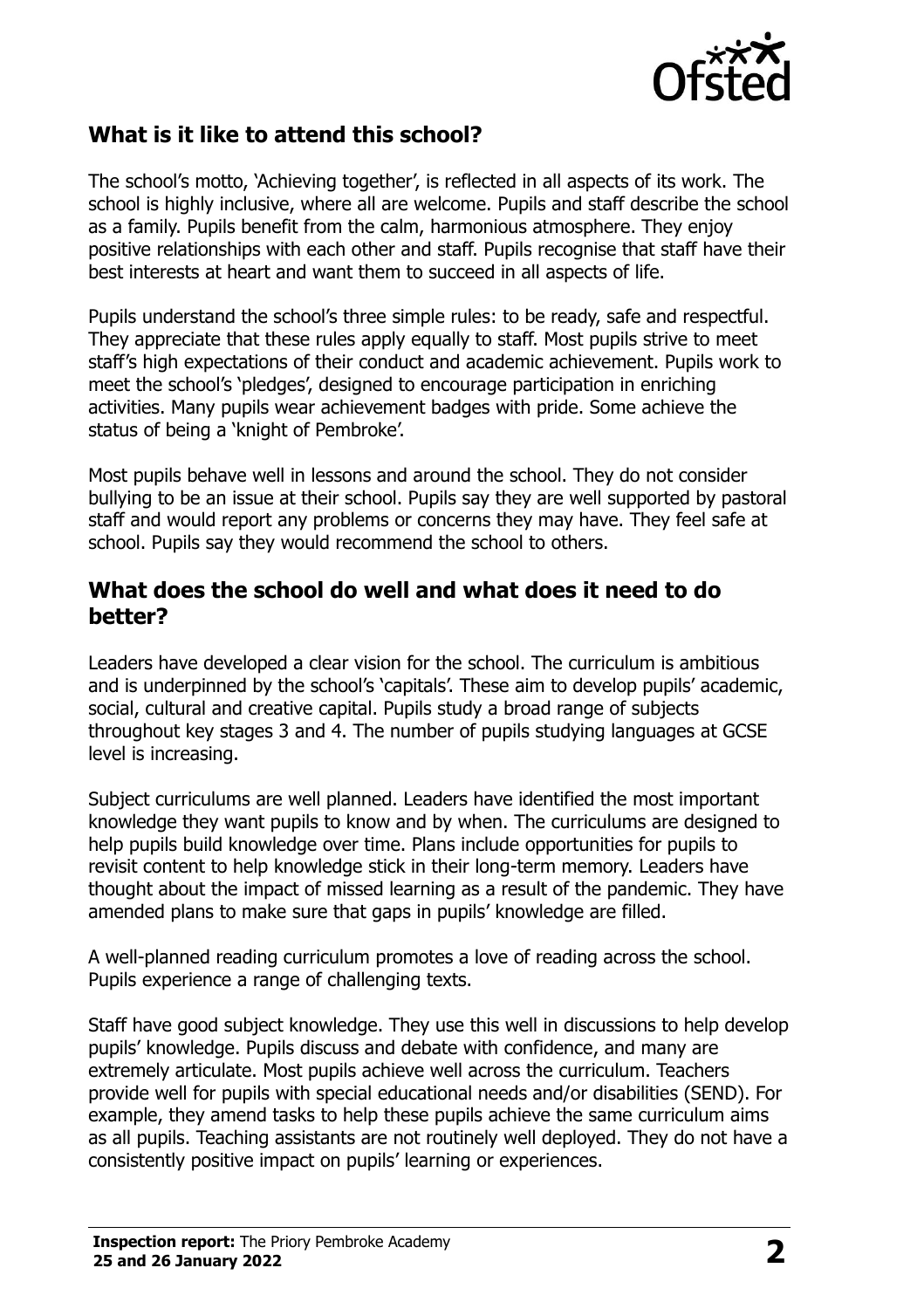## What is it like to attend this school?

The school's motto, 'Achieving together', is reflected in all aspects of its work. The school is highly inclusive, where all are welcome. Pupils and staff describe the school as a family. Pupils benefit from the calm, harmonious atmosphere. They enjoy positive relationships with each other and staff. Pupils recognise that staff have their best interests at heart and want them to succeed in all aspects of life.

Pupils understand the school's three simple rules: to be ready, safe and respectful. They appreciate that these rules apply equally to staff. Most pupils strive to meet staff's high expectations of their conduct and academic achievement. Pupils work to meet the school's 'pledges', designed to encourage participation in enriching activities. Many pupils wear achievement badges with pride. Some achieve the status of being a 'knight of Pembroke'.

Most pupils behave well in lessons and around the school. They do not consider bullying to be an issue at their school. Pupils say they are well supported by pastoral staff and would report any problems or concerns they may have. They feel safe at school. Pupils say they would recommend the school to others.

## What does the school do well and what does it need to do better?

Leaders have developed a clear vision for the school. The curriculum is ambitious and is underpinned by the school's 'capitals'. These aim to develop pupils' academic, social, cultural and creative capital. Pupils study a broad range of subjects throughout key stages 3 and 4. The number of pupils studying languages at GCSE level is increasing.

Subject curriculums are well planned. Leaders have identified the most important knowledge they want pupils to know and by when. The curriculums are designed to help pupils build knowledge over time. Plans include opportunities for pupils to revisit content to help knowledge stick in their long-term memory. Leaders have thought about the impact of missed learning as a result of the pandemic. They have amended plans to make sure that gaps in pupils' knowledge are filled.

A well-planned reading curriculum promotes a love of reading across the school. Pupils experience a range of challenging texts.

Staff have good subject knowledge. They use this well in discussions to help develop pupils' knowledge. Pupils discuss and debate with confidence, and many are extremely articulate. Most pupils achieve well across the curriculum. Teachers provide well for pupils with special educational needs and/or disabilities (SEND). For example, they amend tasks to help these pupils achieve the same curriculum aims as all pupils. Teaching assistants are not routinely well deployed. They do not have a consistently positive impact on pupils' learning or experiences.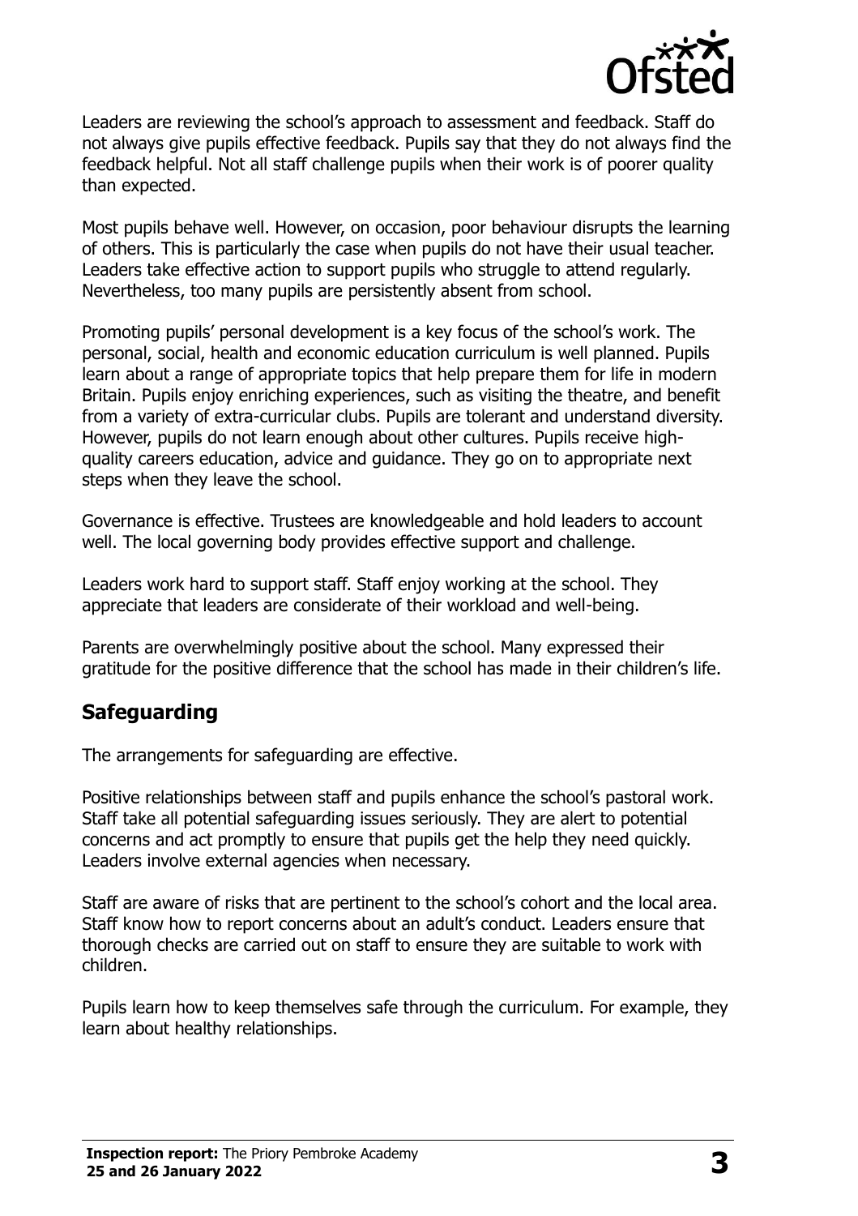Leaders are reviewing the school's approach to assessment and feedback. Staff do not always give pupils effective feedback. Pupils say that they do not always find the feedback helpful. Not all staff challenge pupils when their work is of poorer quality than expected.

Most pupils behave well. However, on occasion, poor behaviour disrupts the learning of others. This is particularly the case when pupils do not have their usual teacher. Leaders take effective action to support pupils who struggle to attend regularly. Nevertheless, too many pupils are persistently absent from school.

Promoting pupils' personal development is a key focus of the school's work. The personal, social, health and economic education curriculum is well planned. Pupils learn about a range of appropriate topics that help prepare them for life in modern Britain. Pupils enjoy enriching experiences, such as visiting the theatre, and benefit from a variety of extra-curricular clubs. Pupils are tolerant and understand diversity. However, pupils do not learn enough about other cultures. Pupils receive high-quality careers education, advice and guidance. They go on to appropriate next steps when they leave the school.

Governance is effective. Trustees are knowledgeable and hold leaders to account well. The local governing body provides effective support and challenge.

Leaders work hard to support staff. Staff enjoy working at the school. They appreciate that leaders are considerate of their workload and well-being.

Parents are overwhelmingly positive about the school. Many expressed their gratitude for the positive difference that the school has made in their children's life.

## Safeguarding

The arrangements for safeguarding are effective.

Positive relationships between staff and pupils enhance the school's pastoral work. Staff take all potential safeguarding issues seriously. They are alert to potential concerns and act promptly to ensure that pupils get the help they need quickly. Leaders involve external agencies when necessary.

Staff are aware of risks that are pertinent to the school's cohort and the local area. Staff know how to report concerns about an adult's conduct. Leaders ensure that thorough checks are carried out on staff to ensure they are suitable to work with children.

Pupils learn how to keep themselves safe through the curriculum. For example, they learn about healthy relationships.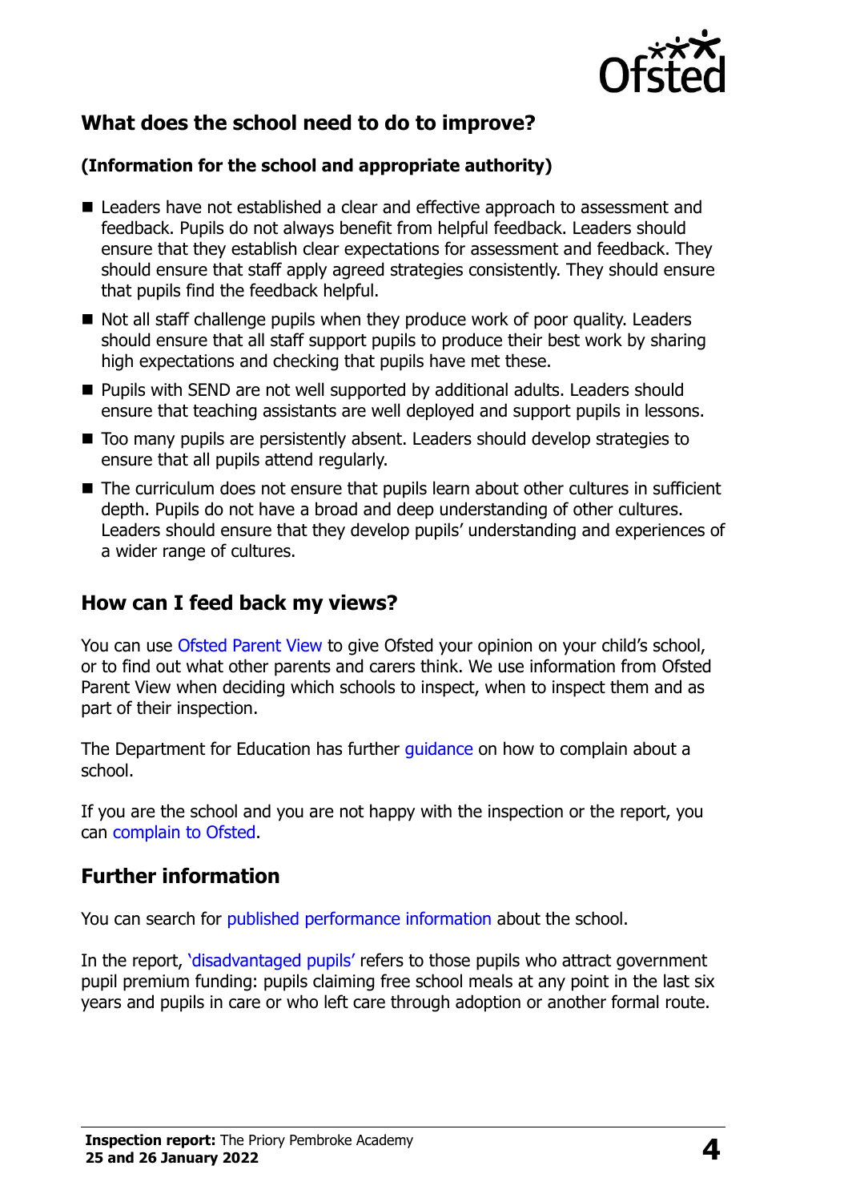## What does the school need to do to improve?

**(Information for the school and appropriate authority)**

- Leaders have not established a clear and effective approach to assessment and feedback. Pupils do not always benefit from helpful feedback. Leaders should ensure that they establish clear expectations for assessment and feedback. They should ensure that staff apply agreed strategies consistently. They should ensure that pupils find the feedback helpful.
- Not all staff challenge pupils when they produce work of poor quality. Leaders should ensure that all staff support pupils to produce their best work by sharing high expectations and checking that pupils have met these.
- Pupils with SEND are not well supported by additional adults. Leaders should ensure that teaching assistants are well deployed and support pupils in lessons.
- Too many pupils are persistently absent. Leaders should develop strategies to ensure that all pupils attend regularly.
- The curriculum does not ensure that pupils learn about other cultures in sufficient depth. Pupils do not have a broad and deep understanding of other cultures. Leaders should ensure that they develop pupils' understanding and experiences of a wider range of cultures.

## How can I feed back my views?

You can use Ofsted Parent View to give Ofsted your opinion on your child's school, or to find out what other parents and carers think. We use information from Ofsted Parent View when deciding which schools to inspect, when to inspect them and as part of their inspection.

The Department for Education has further guidance on how to complain about a school.

If you are the school and you are not happy with the inspection or the report, you can complain to Ofsted.

## Further information

You can search for published performance information about the school.

In the report, 'disadvantaged pupils' refers to those pupils who attract government pupil premium funding: pupils claiming free school meals at any point in the last six years and pupils in care or who left care through adoption or another formal route.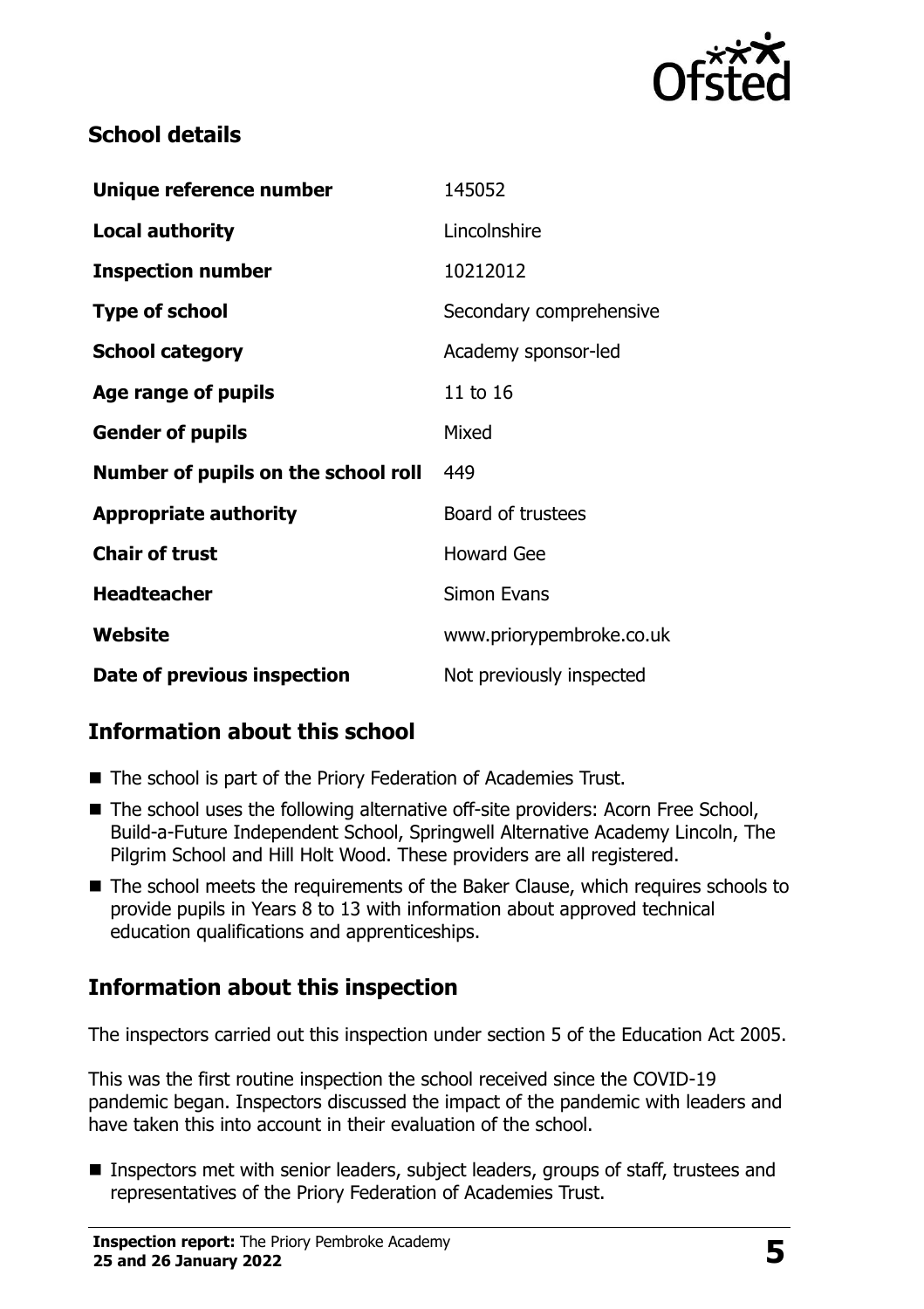## School details

| | |
|---|---|
| **Unique reference number** | 145052 |
| **Local authority** | Lincolnshire |
| **Inspection number** | 10212012 |
| **Type of school** | Secondary comprehensive |
| **School category** | Academy sponsor-led |
| **Age range of pupils** | 11 to 16 |
| **Gender of pupils** | Mixed |
| **Number of pupils on the school roll** | 449 |
| **Appropriate authority** | Board of trustees |
| **Chair of trust** | Howard Gee |
| **Headteacher** | Simon Evans |
| **Website** | www.priorypembroke.co.uk |
| **Date of previous inspection** | Not previously inspected |

## Information about this school

- The school is part of the Priory Federation of Academies Trust.
- The school uses the following alternative off-site providers: Acorn Free School, Build-a-Future Independent School, Springwell Alternative Academy Lincoln, The Pilgrim School and Hill Holt Wood. These providers are all registered.
- The school meets the requirements of the Baker Clause, which requires schools to provide pupils in Years 8 to 13 with information about approved technical education qualifications and apprenticeships.

## Information about this inspection

The inspectors carried out this inspection under section 5 of the Education Act 2005.

This was the first routine inspection the school received since the COVID-19 pandemic began. Inspectors discussed the impact of the pandemic with leaders and have taken this into account in their evaluation of the school.

- Inspectors met with senior leaders, subject leaders, groups of staff, trustees and representatives of the Priory Federation of Academies Trust.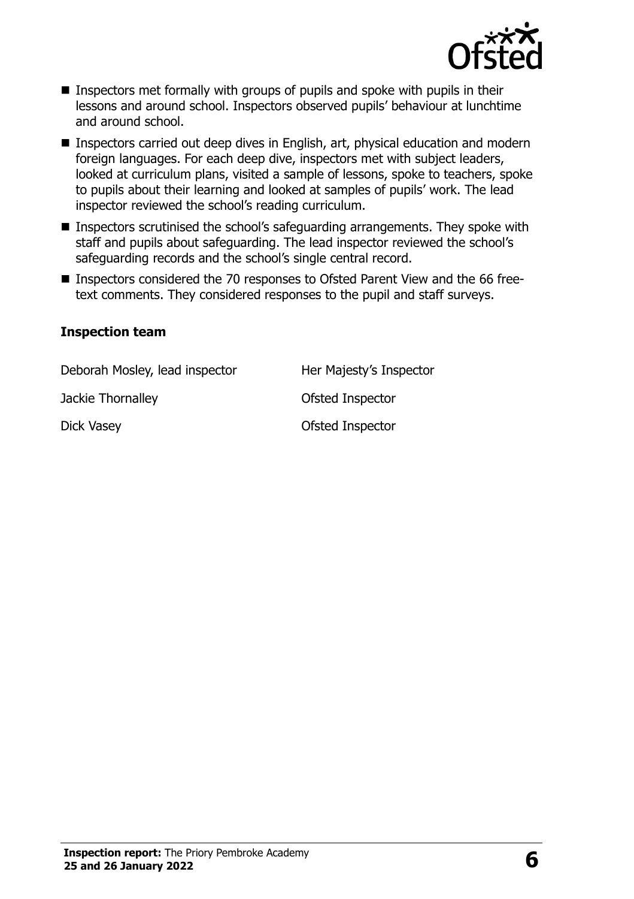- Inspectors met formally with groups of pupils and spoke with pupils in their lessons and around school. Inspectors observed pupils' behaviour at lunchtime and around school.
- Inspectors carried out deep dives in English, art, physical education and modern foreign languages. For each deep dive, inspectors met with subject leaders, looked at curriculum plans, visited a sample of lessons, spoke to teachers, spoke to pupils about their learning and looked at samples of pupils' work. The lead inspector reviewed the school's reading curriculum.
- Inspectors scrutinised the school's safeguarding arrangements. They spoke with staff and pupils about safeguarding. The lead inspector reviewed the school's safeguarding records and the school's single central record.
- Inspectors considered the 70 responses to Ofsted Parent View and the 66 free-text comments. They considered responses to the pupil and staff surveys.

**Inspection team**

| | |
|---|---|
| Deborah Mosley, lead inspector | Her Majesty's Inspector |
| Jackie Thornalley | Ofsted Inspector |
| Dick Vasey | Ofsted Inspector |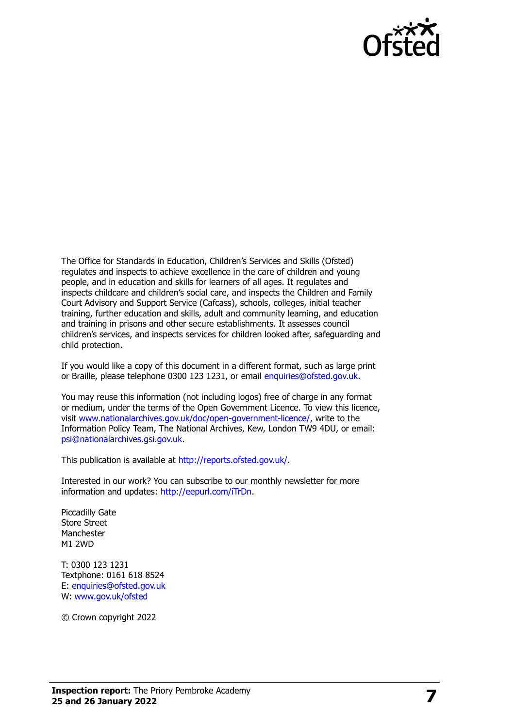The Office for Standards in Education, Children's Services and Skills (Ofsted) regulates and inspects to achieve excellence in the care of children and young people, and in education and skills for learners of all ages. It regulates and inspects childcare and children's social care, and inspects the Children and Family Court Advisory and Support Service (Cafcass), schools, colleges, initial teacher training, further education and skills, adult and community learning, and education and training in prisons and other secure establishments. It assesses council children's services, and inspects services for children looked after, safeguarding and child protection.

If you would like a copy of this document in a different format, such as large print or Braille, please telephone 0300 123 1231, or email enquiries@ofsted.gov.uk.

You may reuse this information (not including logos) free of charge in any format or medium, under the terms of the Open Government Licence. To view this licence, visit www.nationalarchives.gov.uk/doc/open-government-licence/, write to the Information Policy Team, The National Archives, Kew, London TW9 4DU, or email: psi@nationalarchives.gsi.gov.uk.

This publication is available at http://reports.ofsted.gov.uk/.

Interested in our work? You can subscribe to our monthly newsletter for more information and updates: http://eepurl.com/iTrDn.

Piccadilly Gate
Store Street
Manchester
M1 2WD

T: 0300 123 1231
Textphone: 0161 618 8524
E: enquiries@ofsted.gov.uk
W: www.gov.uk/ofsted

© Crown copyright 2022